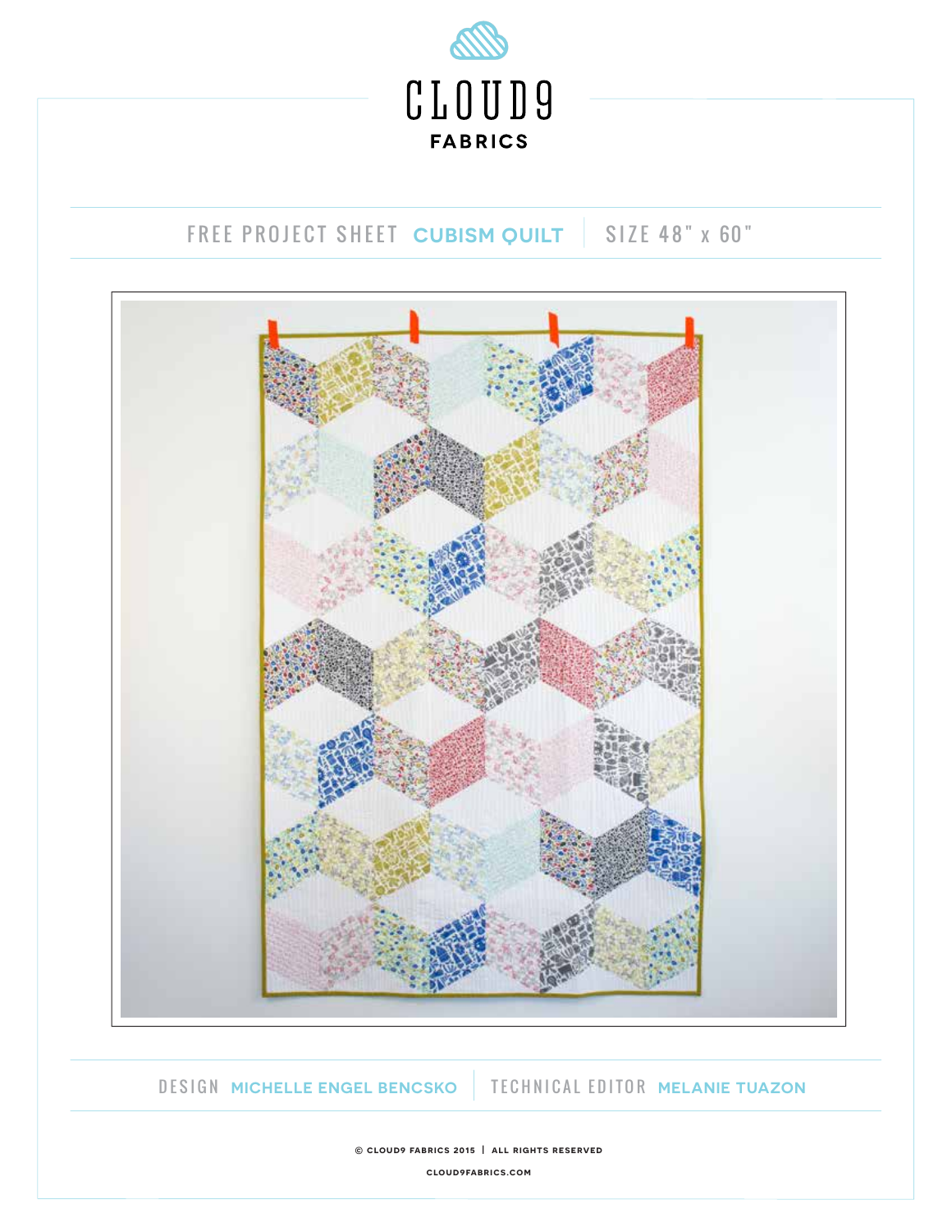# CLOUD9 FABRICS

FREE PROJECT SHEET **CUBISM QUILT** | SIZE 48" x 60"

DESIGN **MICHELLE ENGEL BENCSKO** | TECHNICAL EDITOR **MELANIE TUAZON**

© CLOUD9 FABRICS 2015 | ALL RIGHTS RESERVED

CLOUD9FABRICS.COM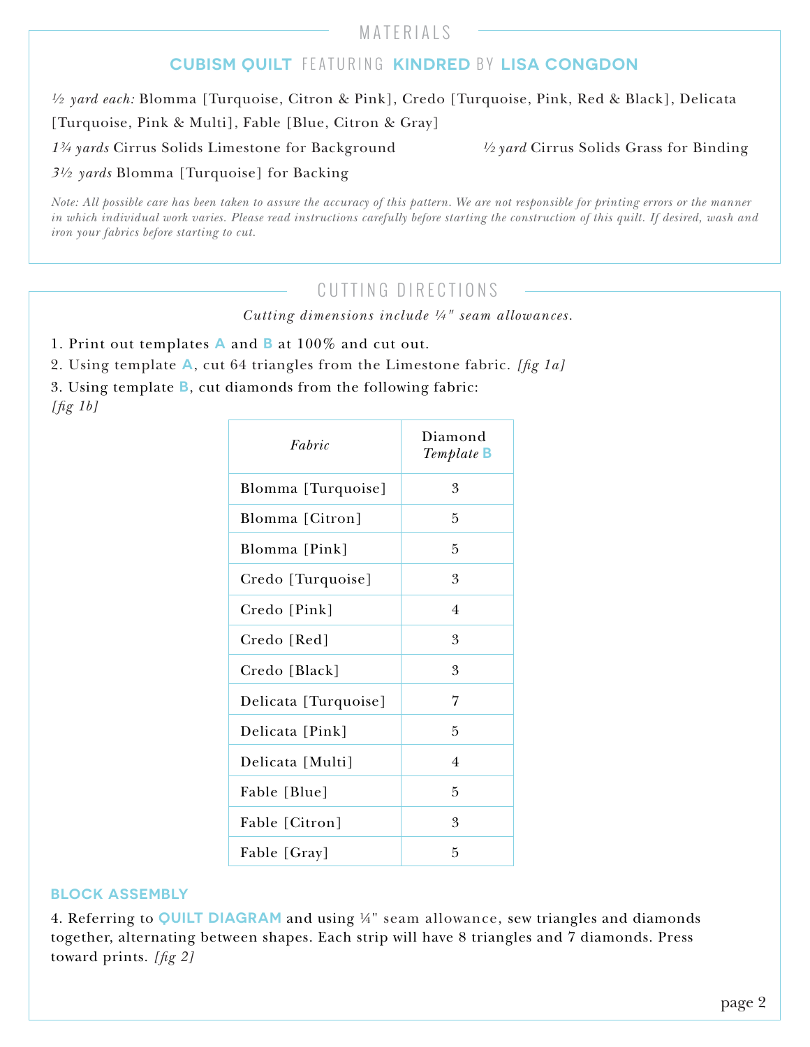## MATERIALS

### CUBISM QUILT FEATURING KINDRED BY LISA CONGDON

*½ yard each:* Blomma [Turquoise, Citron & Pink], Credo [Turquoise, Pink, Red & Black], Delicata [Turquoise, Pink & Multi], Fable [Blue, Citron & Gray]

*1¾ yards* Cirrus Solids Limestone for Background

*½ yard* Cirrus Solids Grass for Binding

*3½ yards* Blomma [Turquoise] for Backing

*Note: All possible care has been taken to assure the accuracy of this pattern. We are not responsible for printing errors or the manner in which individual work varies. Please read instructions carefully before starting the construction of this quilt. If desired, wash and iron your fabrics before starting to cut.*

## CUTTING DIRECTIONS

*Cutting dimensions include ¼" seam allowances.*

1. Print out templates **A** and **B** at 100% and cut out.
2. Using template **A**, cut 64 triangles from the Limestone fabric. *[fig 1a]*
3. Using template **B**, cut diamonds from the following fabric: *[fig 1b]*

| *Fabric* | Diamond *Template* **B** |
|---|---|
| Blomma [Turquoise] | 3 |
| Blomma [Citron] | 5 |
| Blomma [Pink] | 5 |
| Credo [Turquoise] | 3 |
| Credo [Pink] | 4 |
| Credo [Red] | 3 |
| Credo [Black] | 3 |
| Delicata [Turquoise] | 7 |
| Delicata [Pink] | 5 |
| Delicata [Multi] | 4 |
| Fable [Blue] | 5 |
| Fable [Citron] | 3 |
| Fable [Gray] | 5 |

### BLOCK ASSEMBLY

4. Referring to **QUILT DIAGRAM** and using ¼" seam allowance, sew triangles and diamonds together, alternating between shapes. Each strip will have 8 triangles and 7 diamonds. Press toward prints. *[fig 2]*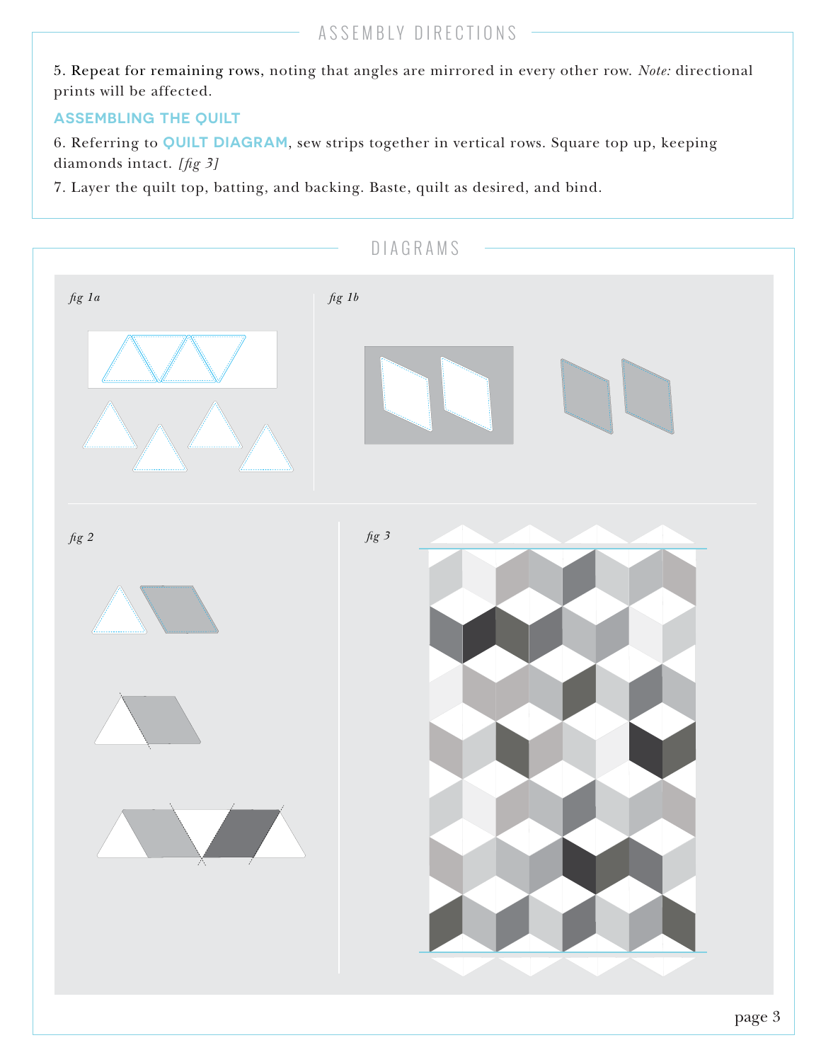## ASSEMBLY DIRECTIONS

5. Repeat for remaining rows, noting that angles are mirrored in every other row. *Note:* directional prints will be affected.

### ASSEMBLING THE QUILT

6. Referring to **QUILT DIAGRAM**, sew strips together in vertical rows. Square top up, keeping diamonds intact. *[fig 3]*

7. Layer the quilt top, batting, and backing. Baste, quilt as desired, and bind.

## DIAGRAMS

*fig 1a*

*fig 1b*

*fig 2*

*fig 3*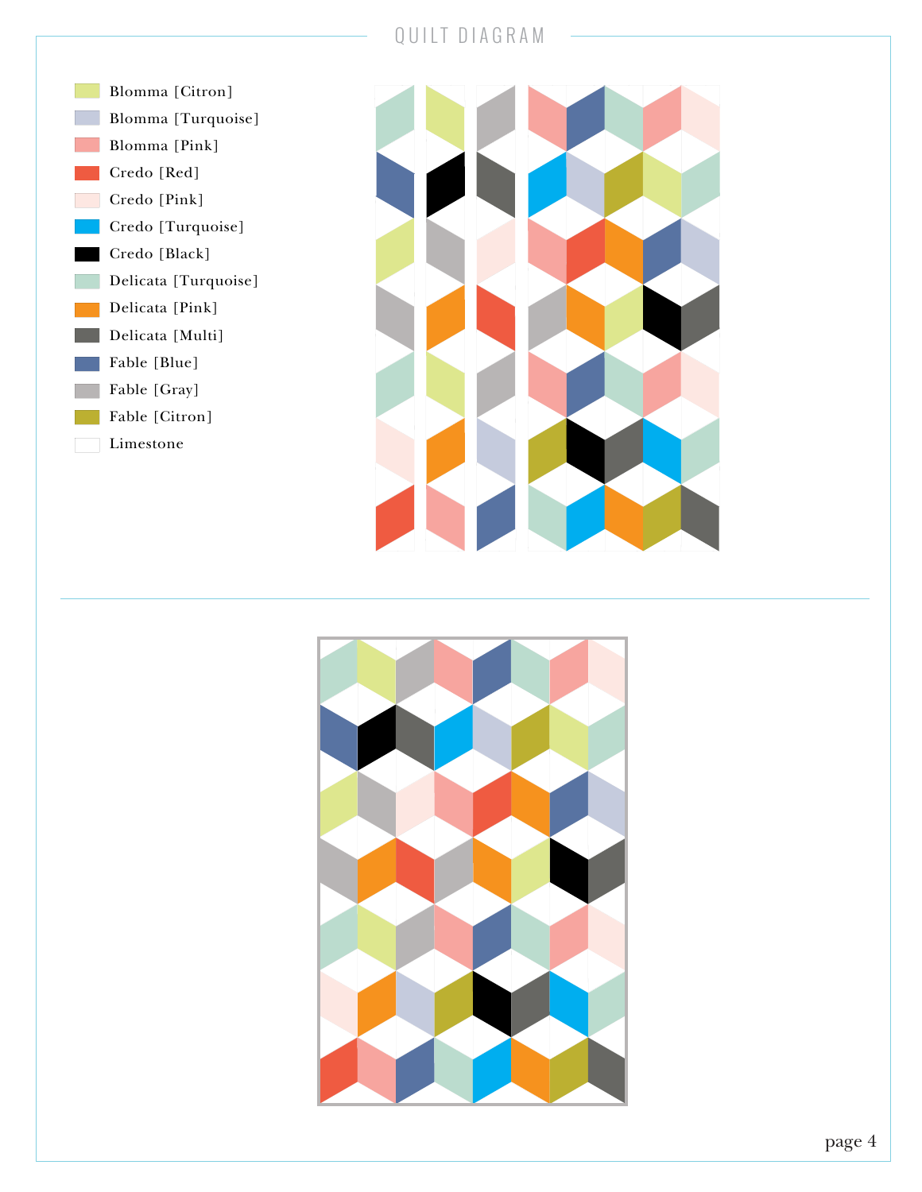# QUILT DIAGRAM

- Blomma [Citron]
- Blomma [Turquoise]
- Blomma [Pink]
- Credo [Red]
- Credo [Pink]
- Credo [Turquoise]
- Credo [Black]
- Delicata [Turquoise]
- Delicata [Pink]
- Delicata [Multi]
- Fable [Blue]
- Fable [Gray]
- Fable [Citron]
- Limestone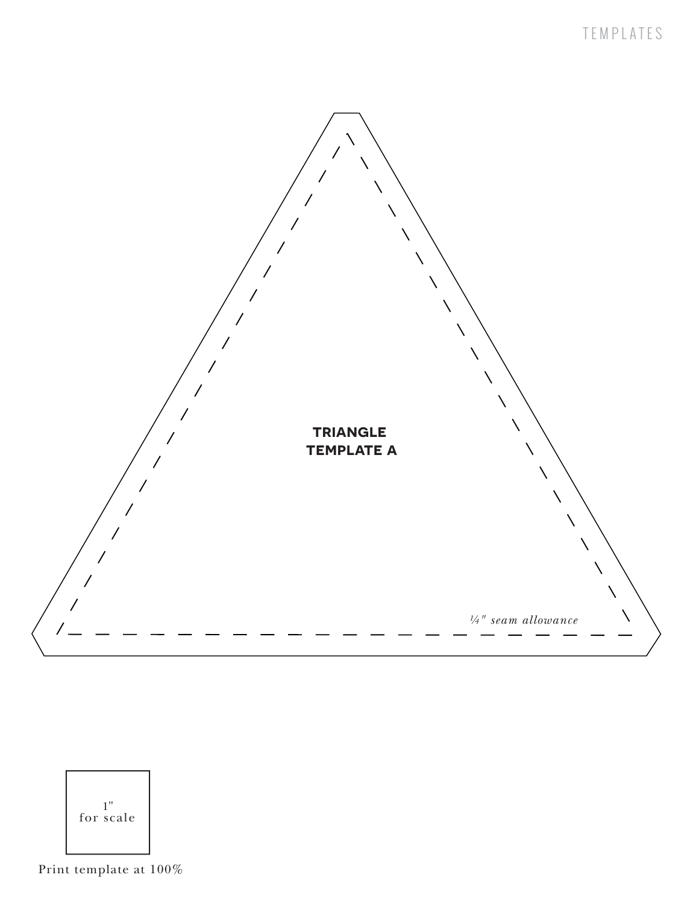**TRIANGLE TEMPLATE A**

*¼" seam allowance*

1"
for scale

Print template at 100%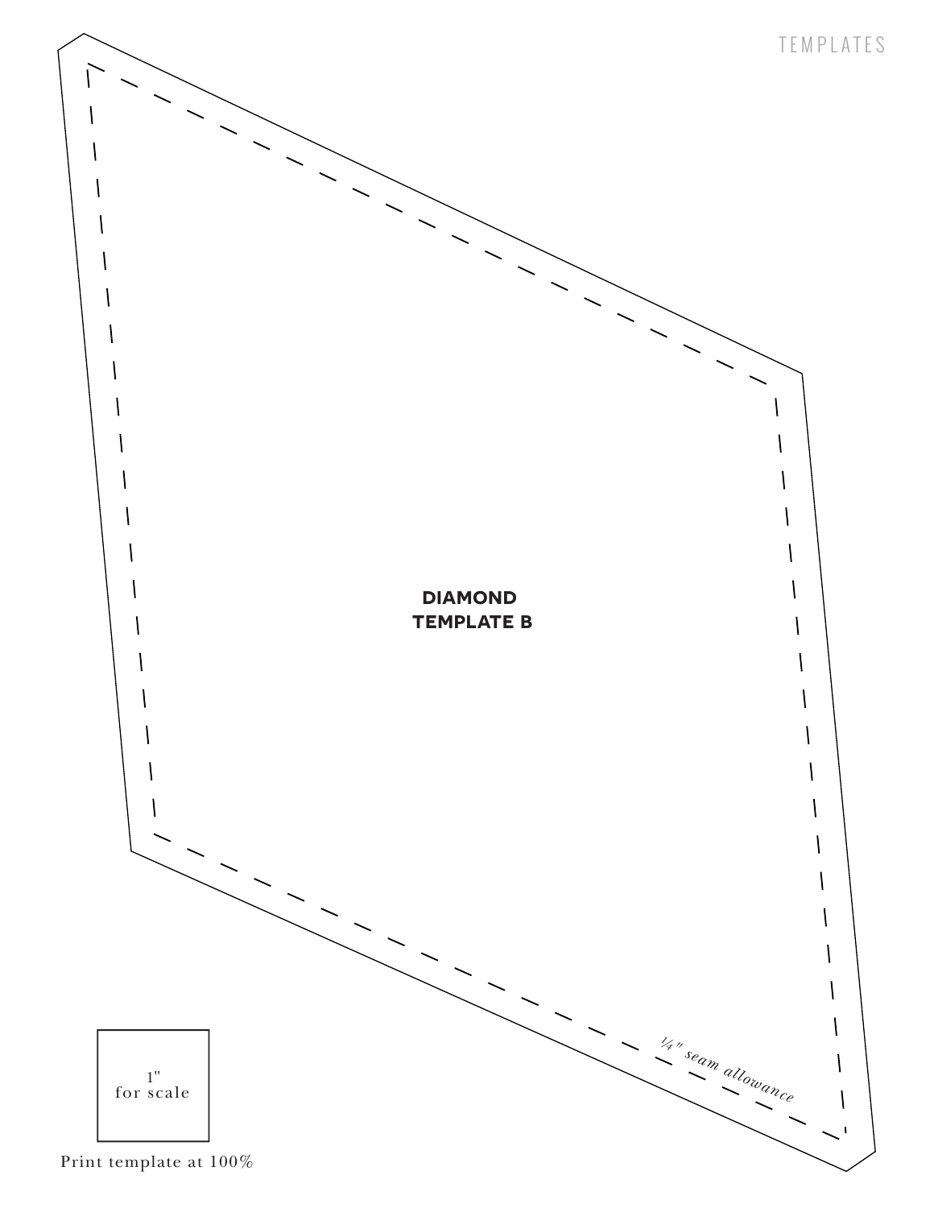**DIAMOND TEMPLATE B**

¼" seam allowance

1"
for scale

Print template at 100%